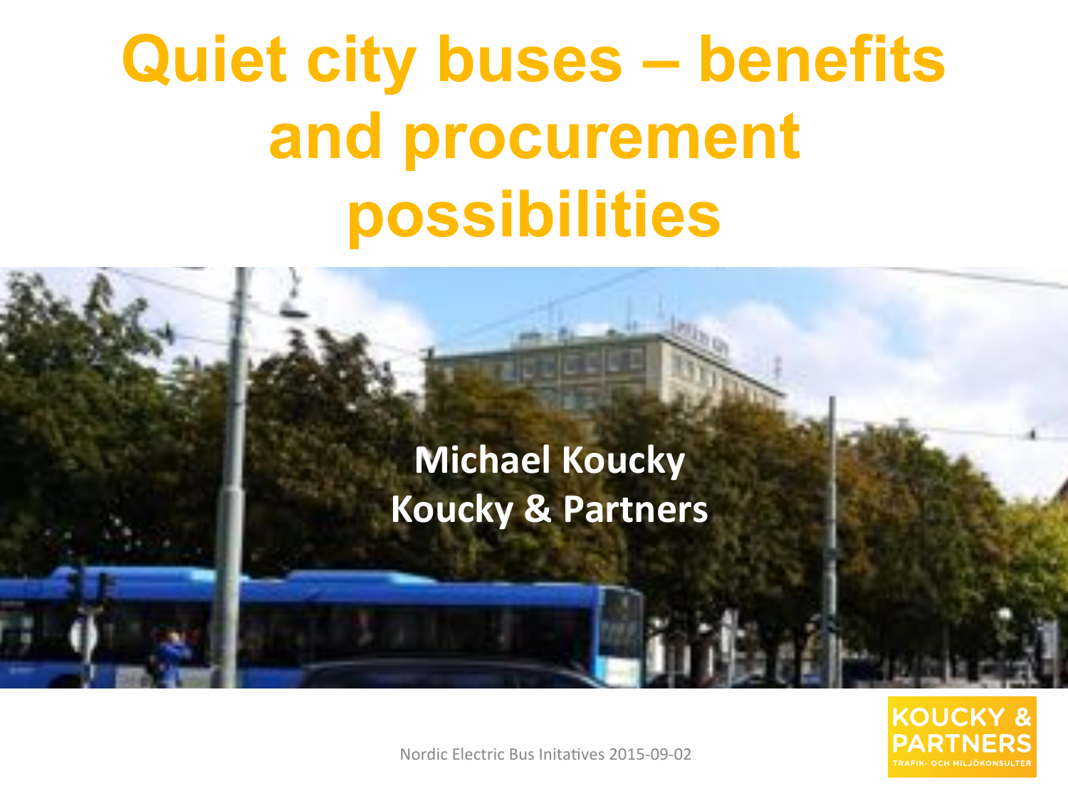# Quiet city buses – benefits and procurement possibilities

**Michael Koucky**
**Koucky & Partners**

Nordic Electric Bus Initatives 2015-09-02

KOUCKY & PARTNERS
TRAFIK- OCH MILJÖKONSULTER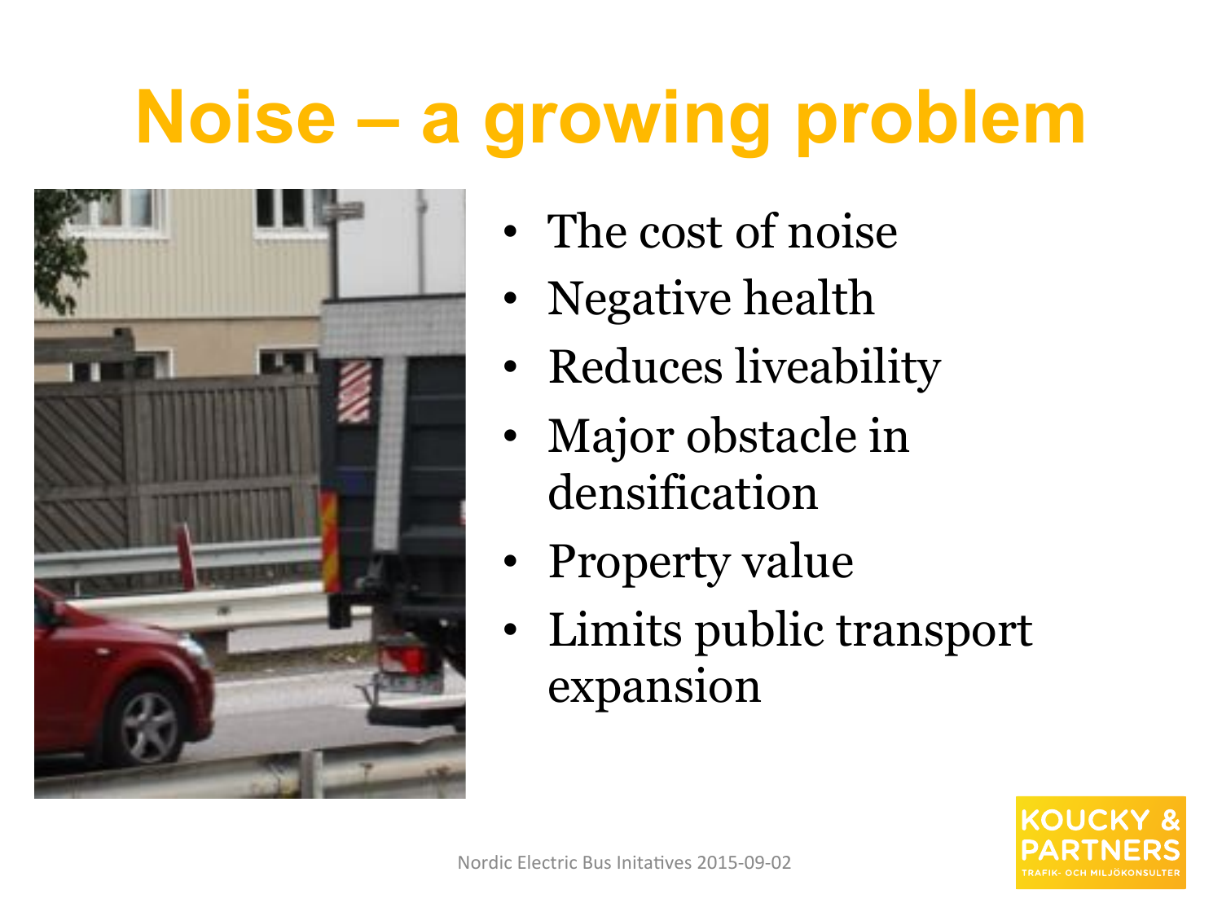# Noise – a growing problem

- The cost of noise
- Negative health
- Reduces liveability
- Major obstacle in densification
- Property value
- Limits public transport expansion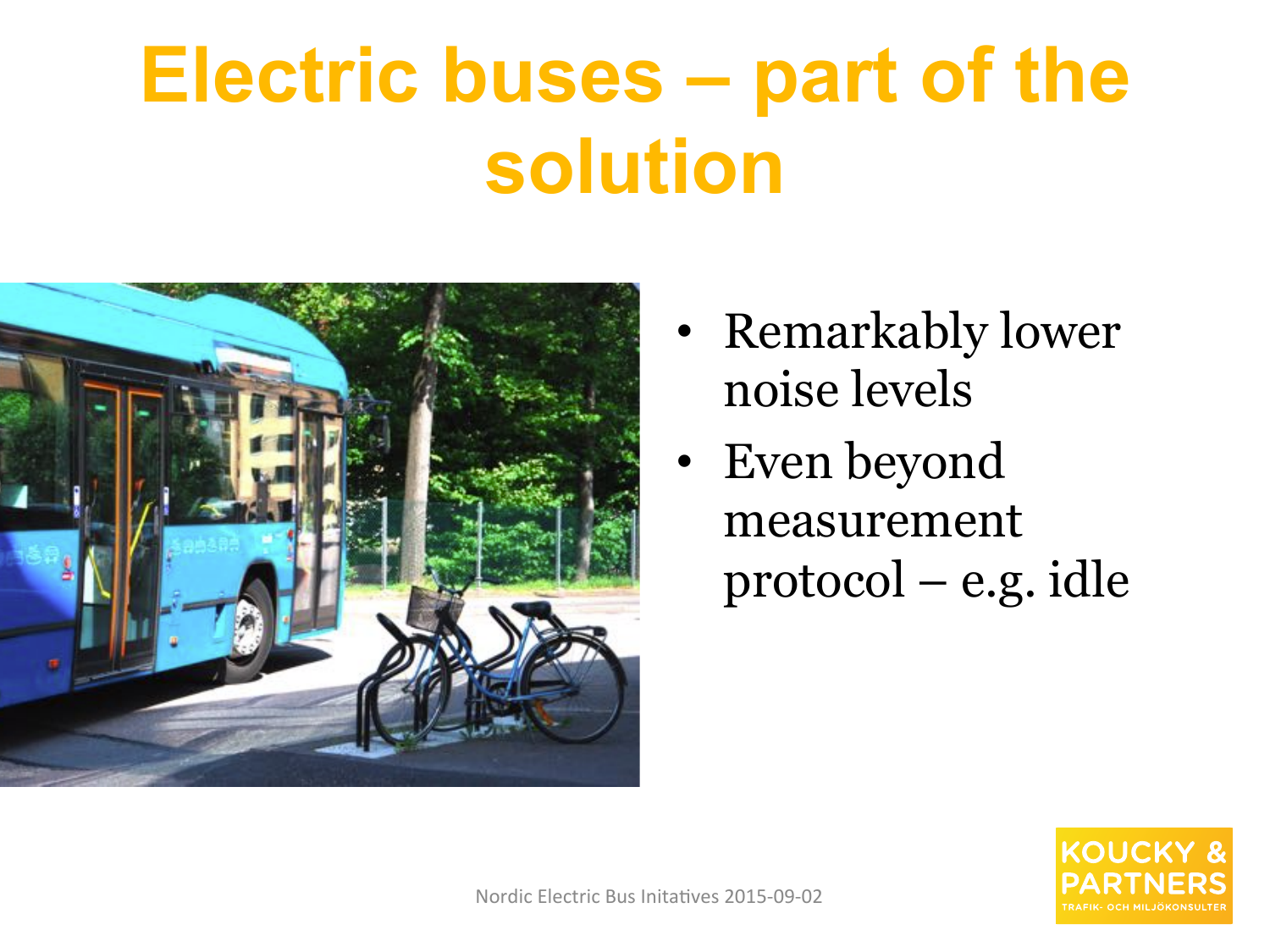# Electric buses – part of the solution

- Remarkably lower noise levels
- Even beyond measurement protocol – e.g. idle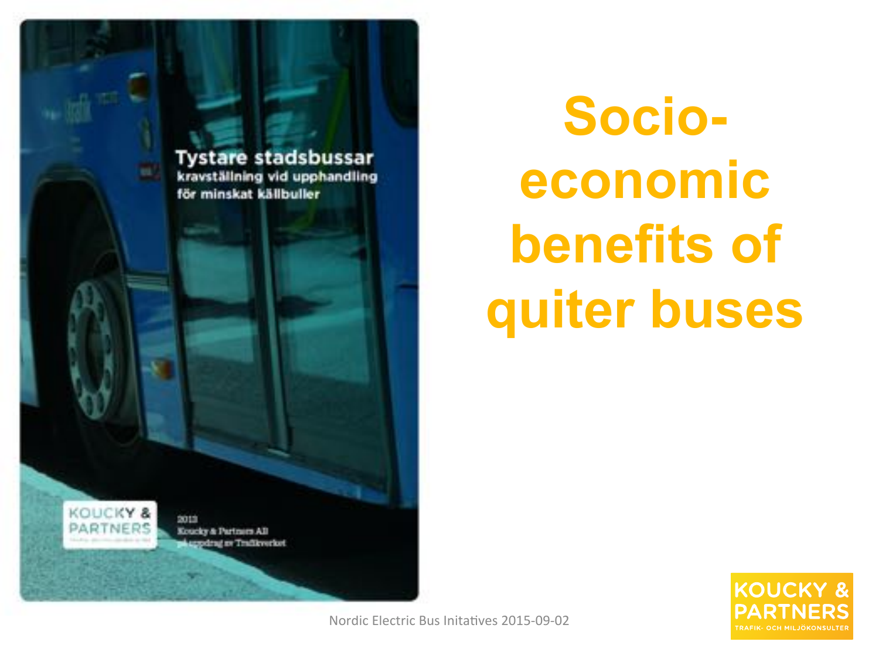Tystare stadsbussar
kravställning vid upphandling för minskat källbuller

2013
Koucky & Partners AB
på uppdrag av Trafikverket

# Socio-economic benefits of quiter buses

Nordic Electric Bus Initatives 2015-09-02

KOUCKY & PARTNERS
TRAFIK- OCH MILJÖKONSULTER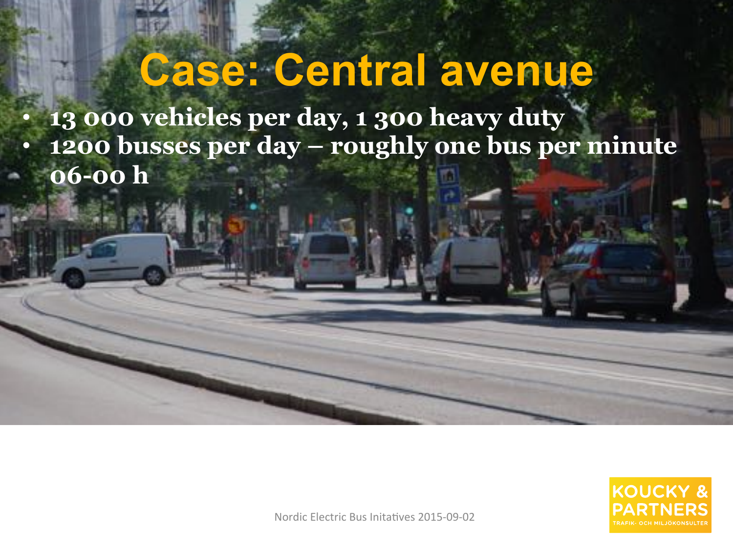# Case: Central avenue

- 13 000 vehicles per day, 1 300 heavy duty
- 1200 busses per day – roughly one bus per minute
- 06-00 h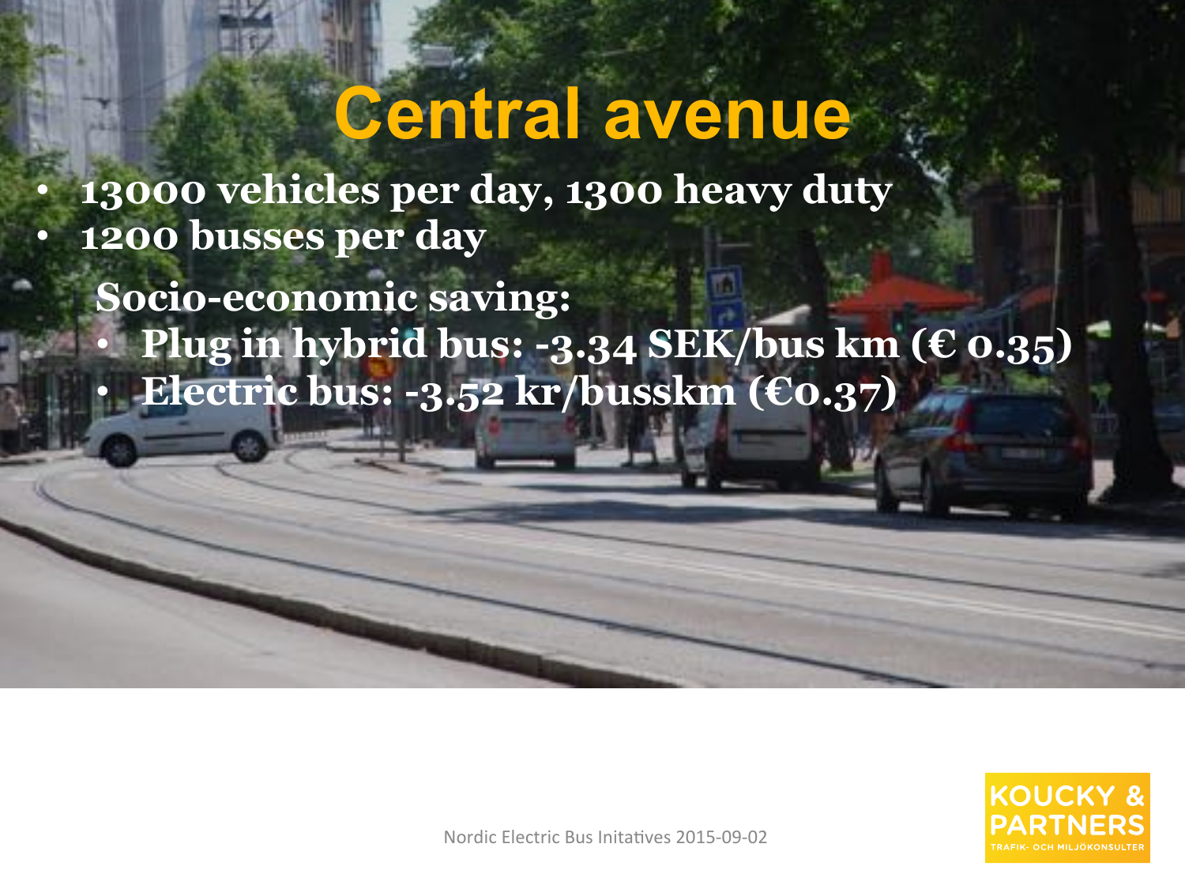# Central avenue

- 13000 vehicles per day, 1300 heavy duty
- 1200 busses per day

Socio-economic saving:

- Plug in hybrid bus: -3.34 SEK/bus km (€ 0.35)
- Electric bus: -3.52 kr/busskm (€0.37)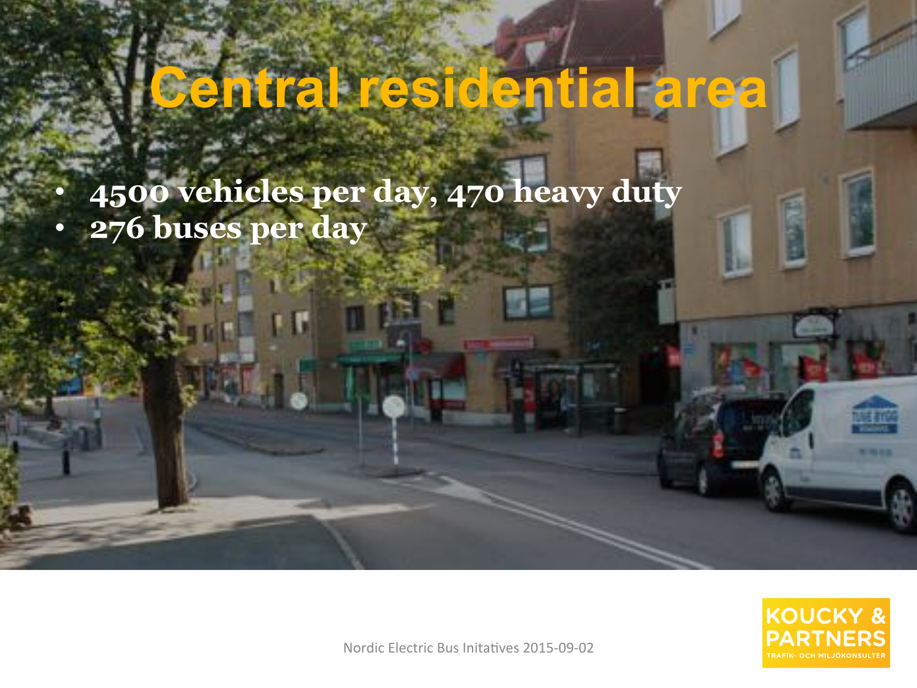# Central residential area

- 4500 vehicles per day, 470 heavy duty
- 276 buses per day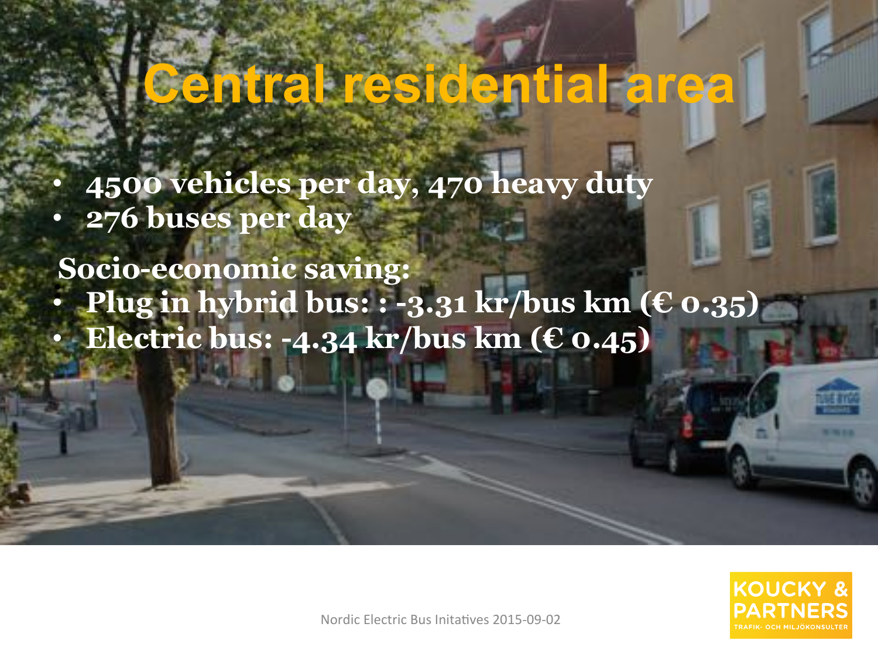# Central residential area

- 4500 vehicles per day, 470 heavy duty
- 276 buses per day

Socio-economic saving:

- Plug in hybrid bus: : -3.31 kr/bus km (€ 0.35)
- Electric bus: -4.34 kr/bus km (€ 0.45)

Nordic Electric Bus Initatives 2015-09-02

KOUCKY & PARTNERS
TRAFIK- OCH MILJÖKONSULTER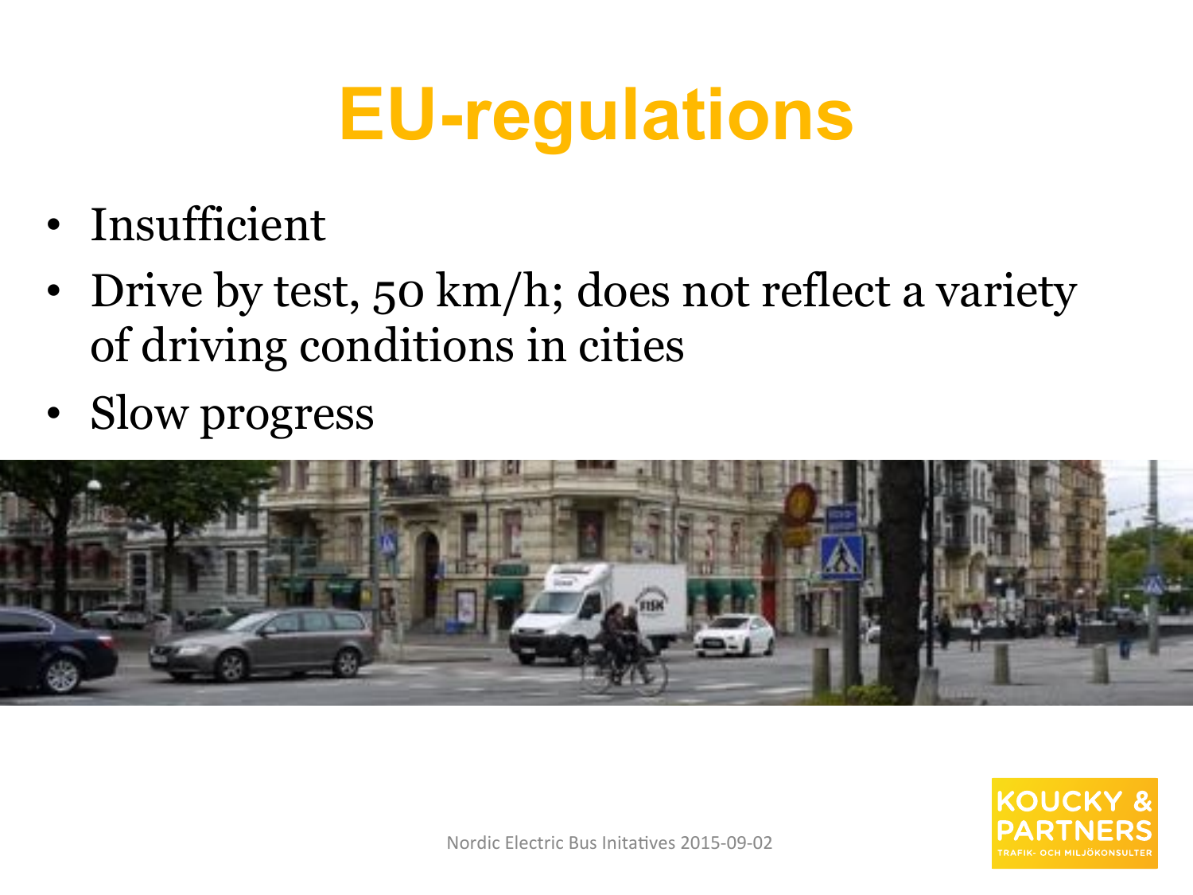# EU-regulations

- Insufficient
- Drive by test, 50 km/h; does not reflect a variety of driving conditions in cities
- Slow progress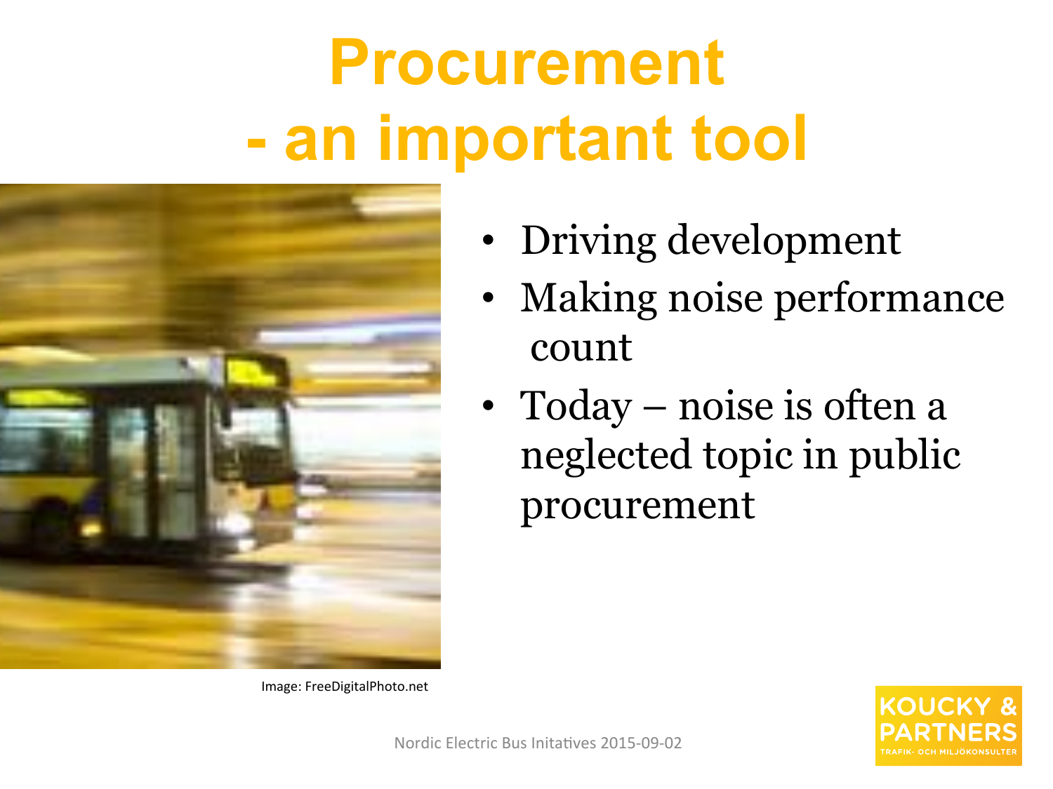# Procurement - an important tool

- Driving development
- Making noise performance count
- Today – noise is often a neglected topic in public procurement

Image: FreeDigitalPhoto.net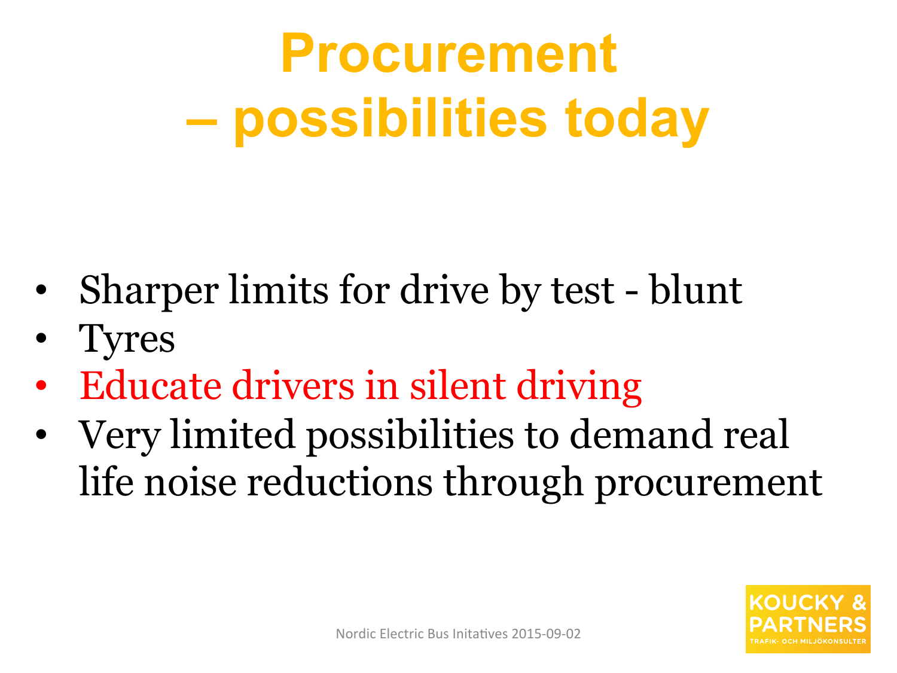# Procurement – possibilities today

- Sharper limits for drive by test - blunt
- Tyres
- Educate drivers in silent driving
- Very limited possibilities to demand real life noise reductions through procurement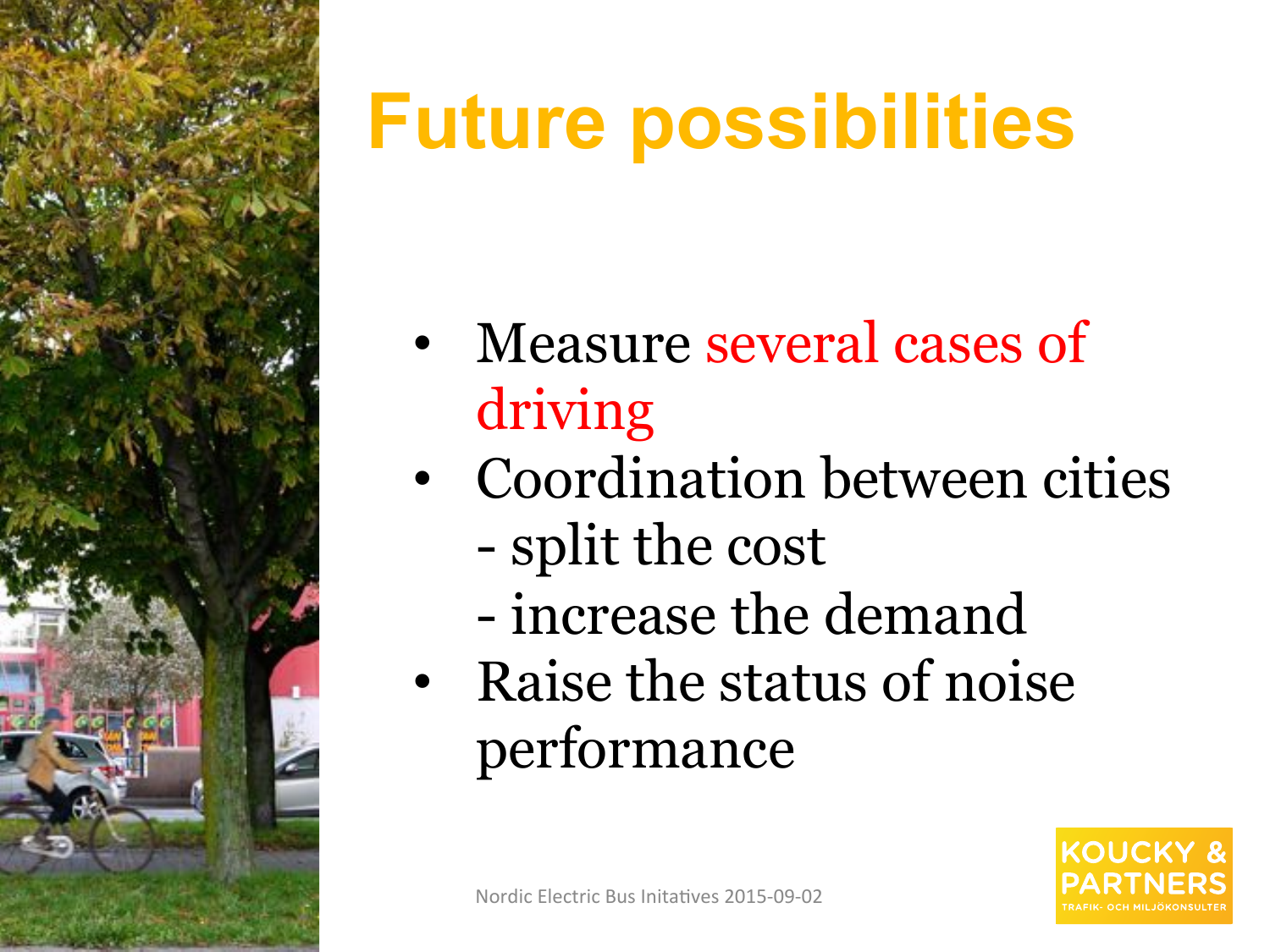# Future possibilities

- Measure several cases of driving
- Coordination between cities
  - split the cost
  - increase the demand
- Raise the status of noise performance

Nordic Electric Bus Initatives 2015-09-02

KOUCKY & PARTNERS
TRAFIK- OCH MILJÖKONSULTER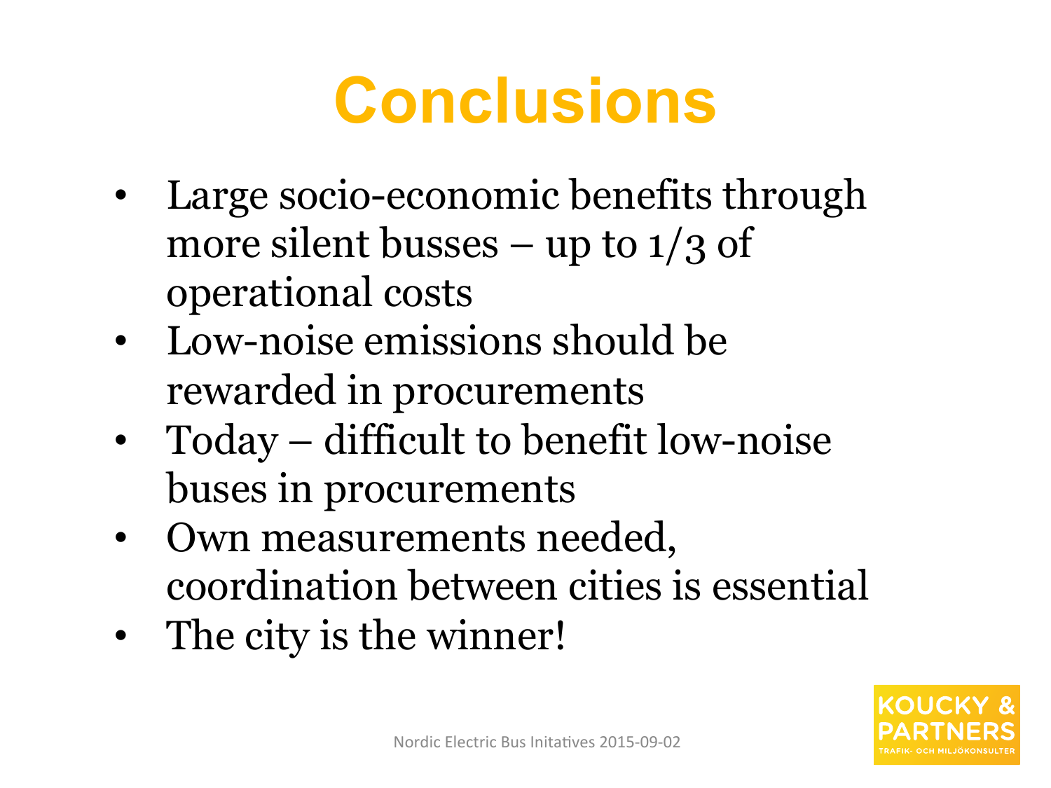# Conclusions

- Large socio-economic benefits through more silent busses – up to 1/3 of operational costs
- Low-noise emissions should be rewarded in procurements
- Today – difficult to benefit low-noise buses in procurements
- Own measurements needed, coordination between cities is essential
- The city is the winner!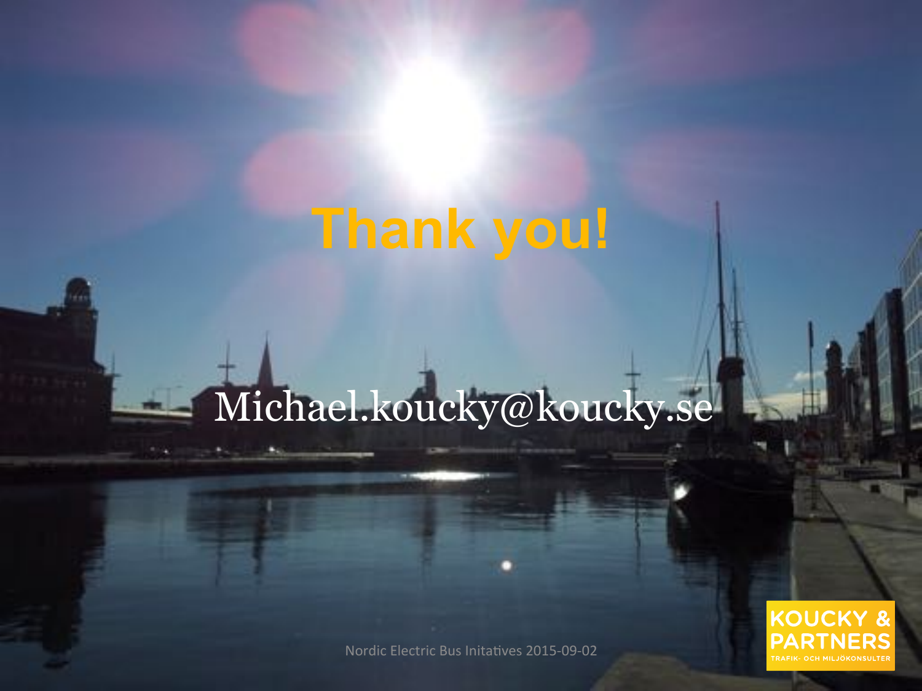# Thank you!

Michael.koucky@koucky.se

KOUCKY & PARTNERS
TRAFIK- OCH MILJÖKONSULTER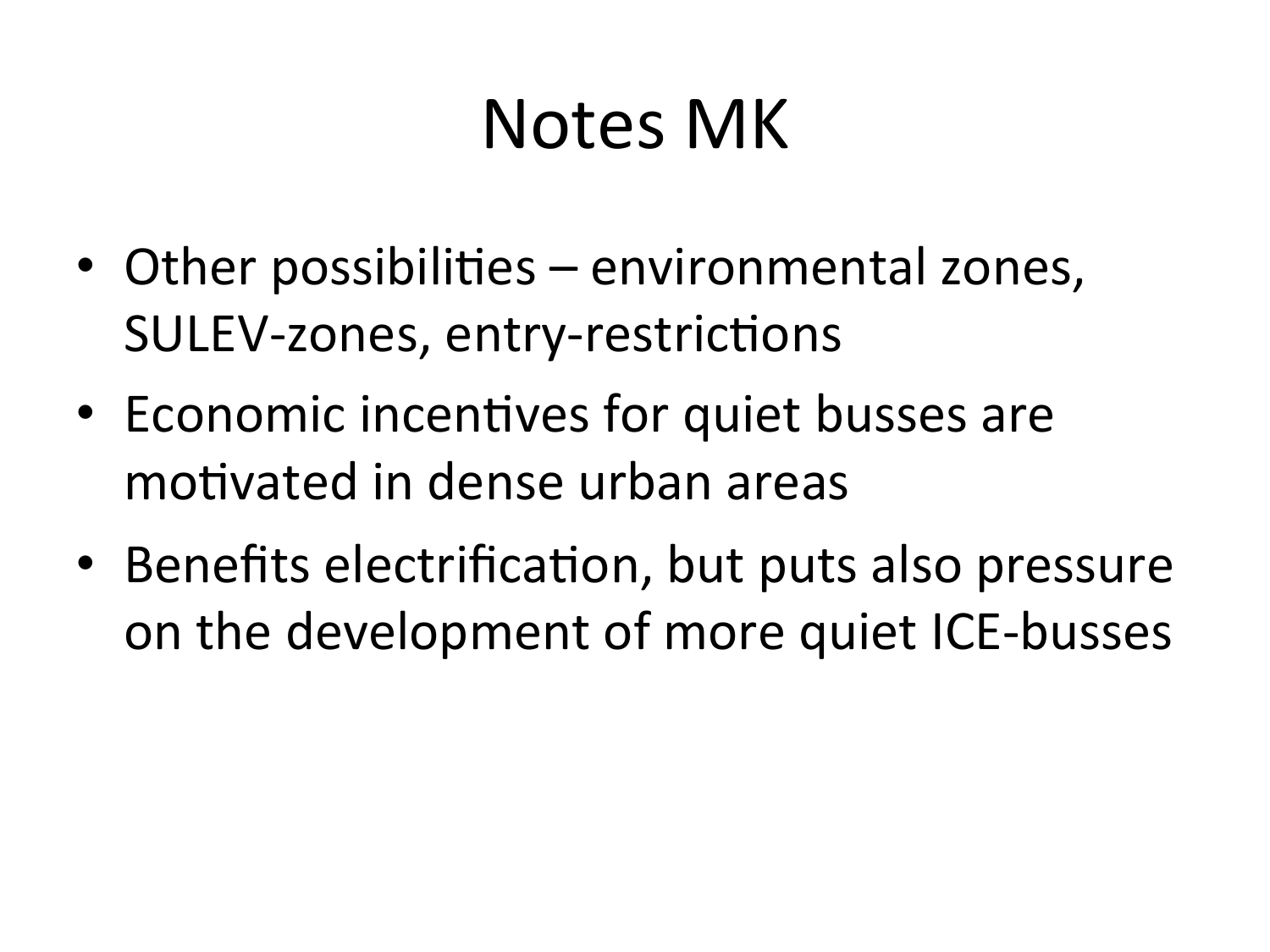# Notes MK

- Other possibilities – environmental zones, SULEV-zones, entry-restrictions
- Economic incentives for quiet busses are motivated in dense urban areas
- Benefits electrification, but puts also pressure on the development of more quiet ICE-busses